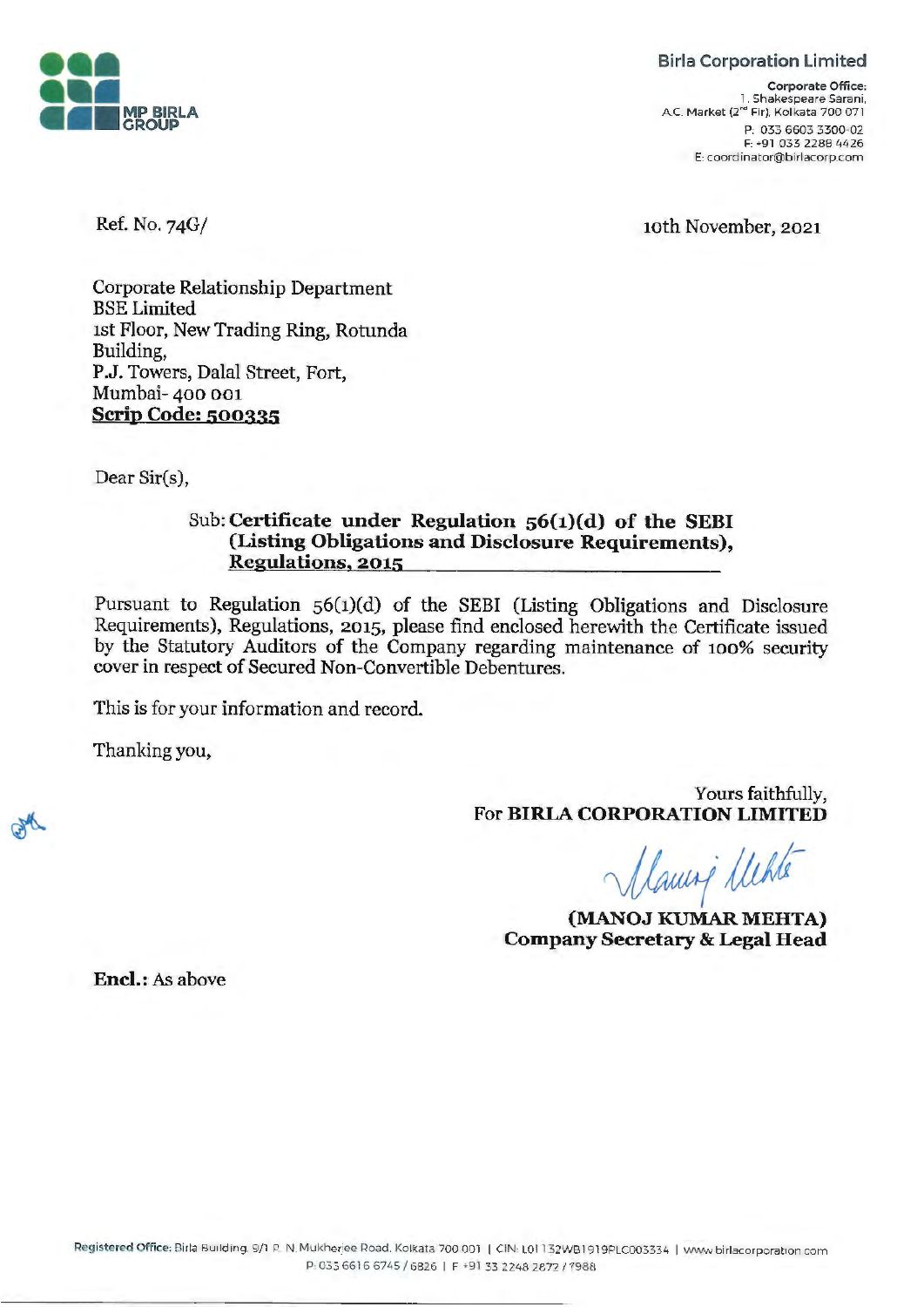**Birla Corporation Limited**

**Corporate Office:**
1, Shakespeare Sarani,
A.C. Market (2nd Flr), Kolkata 700 071
P: 033 6603 3300-02
F: +91 033 2288 4426
E: coordinator@birlacorp.com

Ref. No. 74G/

10th November, 2021

Corporate Relationship Department
BSE Limited
1st Floor, New Trading Ring, Rotunda Building,
P.J. Towers, Dalal Street, Fort,
Mumbai- 400 001
**Scrip Code: 500335**

Dear Sir(s),

Sub: **Certificate under Regulation 56(1)(d) of the SEBI (Listing Obligations and Disclosure Requirements), Regulations, 2015**

Pursuant to Regulation 56(1)(d) of the SEBI (Listing Obligations and Disclosure Requirements), Regulations, 2015, please find enclosed herewith the Certificate issued by the Statutory Auditors of the Company regarding maintenance of 100% security cover in respect of Secured Non-Convertible Debentures.

This is for your information and record.

Thanking you,

Yours faithfully,
For **BIRLA CORPORATION LIMITED**

**(MANOJ KUMAR MEHTA)**
**Company Secretary & Legal Head**

**Encl.:** As above

**Registered Office:** Birla Building, 9/1 R. N. Mukherjee Road, Kolkata 700 001 | CIN: L01132WB1919PLC003334 | www.birlacorporation.com
P: 033 6616 6745 / 6826 | F: +91 33 2248 2872 / 7988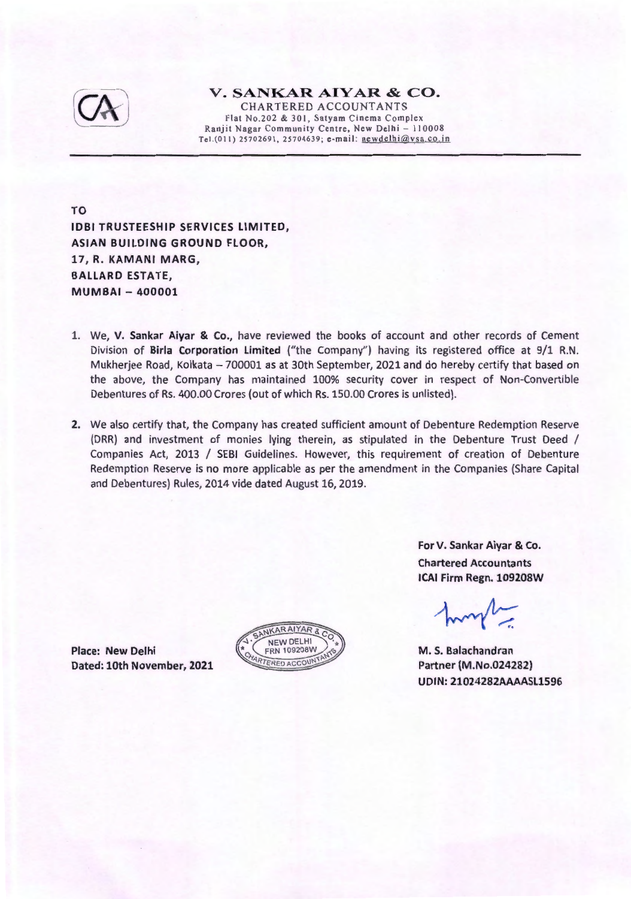# V. SANKAR AIYAR & CO.

CHARTERED ACCOUNTANTS
Flat No.202 & 301, Satyam Cinema Complex
Ranjit Nagar Community Centre, New Delhi – 110008
Tel.(011) 25702691, 25704639; e-mail: newdelhi@vsa.co.in

---

**TO**
**IDBI TRUSTEESHIP SERVICES LIMITED,**
**ASIAN BUILDING GROUND FLOOR,**
**17, R. KAMANI MARG,**
**BALLARD ESTATE,**
**MUMBAI – 400001**

1. We, **V. Sankar Aiyar & Co.**, have reviewed the books of account and other records of Cement Division of **Birla Corporation Limited** ("the Company") having its registered office at 9/1 R.N. Mukherjee Road, Kolkata – 700001 as at 30th September, 2021 and do hereby certify that based on the above, the Company has maintained 100% security cover in respect of Non-Convertible Debentures of Rs. 400.00 Crores (out of which Rs. 150.00 Crores is unlisted).

2. We also certify that, the Company has created sufficient amount of Debenture Redemption Reserve (DRR) and investment of monies lying therein, as stipulated in the Debenture Trust Deed / Companies Act, 2013 / SEBI Guidelines. However, this requirement of creation of Debenture Redemption Reserve is no more applicable as per the amendment in the Companies (Share Capital and Debentures) Rules, 2014 vide dated August 16, 2019.

**For V. Sankar Aiyar & Co.**
**Chartered Accountants**
**ICAI Firm Regn. 109208W**

**M. S. Balachandran**
**Partner (M.No.024282)**
**UDIN: 21024282AAAASL1596**

**Place: New Delhi**
**Dated: 10th November, 2021**